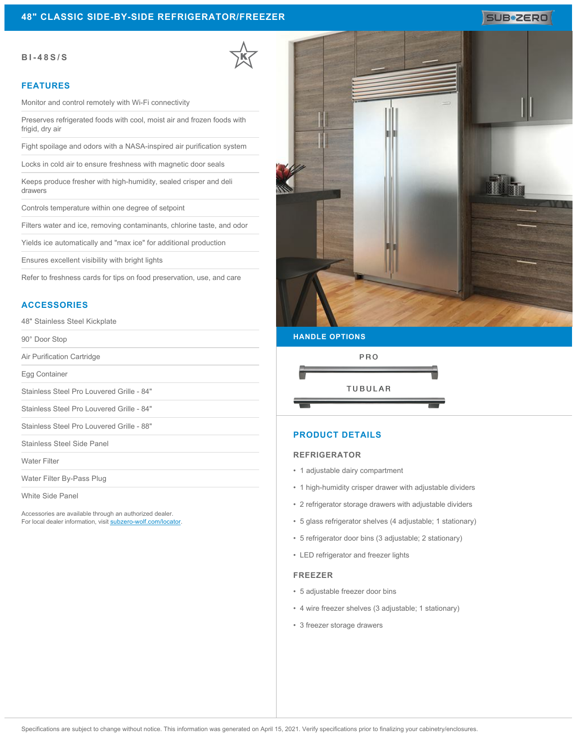# 48" CLASSIC SIDE-BY-SIDE REFRIGERATOR/FREEZER

SUB-ZERO

**BI-48S/S**

## FEATURES

- Monitor and control remotely with Wi-Fi connectivity
- Preserves refrigerated foods with cool, moist air and frozen foods with frigid, dry air
- Fight spoilage and odors with a NASA-inspired air purification system
- Locks in cold air to ensure freshness with magnetic door seals
- Keeps produce fresher with high-humidity, sealed crisper and deli drawers
- Controls temperature within one degree of setpoint
- Filters water and ice, removing contaminants, chlorine taste, and odor
- Yields ice automatically and "max ice" for additional production
- Ensures excellent visibility with bright lights
- Refer to freshness cards for tips on food preservation, use, and care

## ACCESSORIES

- 48" Stainless Steel Kickplate
- 90° Door Stop
- Air Purification Cartridge
- Egg Container
- Stainless Steel Pro Louvered Grille - 84"
- Stainless Steel Pro Louvered Grille - 84"
- Stainless Steel Pro Louvered Grille - 88"
- Stainless Steel Side Panel
- Water Filter
- Water Filter By-Pass Plug
- White Side Panel

Accessories are available through an authorized dealer.
For local dealer information, visit [subzero-wolf.com/locator](subzero-wolf.com/locator).

## HANDLE OPTIONS

PRO

TUBULAR

## PRODUCT DETAILS

### REFRIGERATOR

- 1 adjustable dairy compartment
- 1 high-humidity crisper drawer with adjustable dividers
- 2 refrigerator storage drawers with adjustable dividers
- 5 glass refrigerator shelves (4 adjustable; 1 stationary)
- 5 refrigerator door bins (3 adjustable; 2 stationary)
- LED refrigerator and freezer lights

### FREEZER

- 5 adjustable freezer door bins
- 4 wire freezer shelves (3 adjustable; 1 stationary)
- 3 freezer storage drawers

Specifications are subject to change without notice. This information was generated on April 15, 2021. Verify specifications prior to finalizing your cabinetry/enclosures.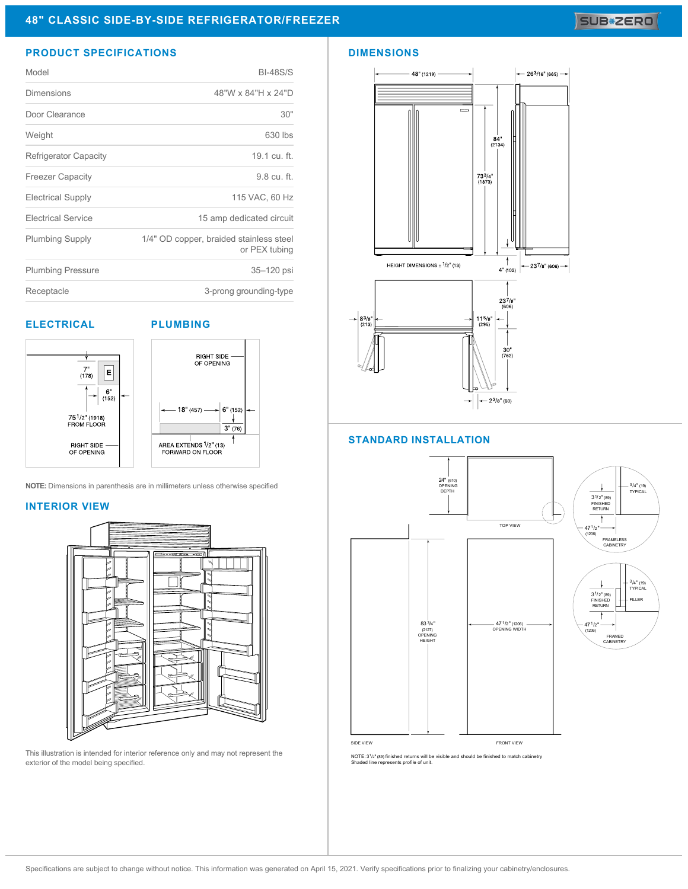# 48" CLASSIC SIDE-BY-SIDE REFRIGERATOR/FREEZER

SUB-ZERO

## PRODUCT SPECIFICATIONS

| | |
|---|---|
| Model | BI-48S/S |
| Dimensions | 48"W x 84"H x 24"D |
| Door Clearance | 30" |
| Weight | 630 lbs |
| Refrigerator Capacity | 19.1 cu. ft. |
| Freezer Capacity | 9.8 cu. ft. |
| Electrical Supply | 115 VAC, 60 Hz |
| Electrical Service | 15 amp dedicated circuit |
| Plumbing Supply | 1/4" OD copper, braided stainless steel or PEX tubing |
| Plumbing Pressure | 35–120 psi |
| Receptacle | 3-prong grounding-type |

## ELECTRICAL

7" (178)

E

6" (152)

75 1/2" (1918) FROM FLOOR

RIGHT SIDE OF OPENING

## PLUMBING

RIGHT SIDE OF OPENING

18" (457)

6" (152)

3" (76)

AREA EXTENDS 1/2" (13) FORWARD ON FLOOR

**NOTE:** Dimensions in parenthesis are in millimeters unless otherwise specified

## INTERIOR VIEW

This illustration is intended for interior reference only and may not represent the exterior of the model being specified.

## DIMENSIONS

48" (1219)

26 3/16" (665)

84" (2134)

73 3/4" (1873)

HEIGHT DIMENSIONS ± 1/2" (13)

4" (102)

23 7/8" (606)

23 7/8" (606)

8 3/8" (213)

11 5/8" (295)

30" (762)

2 3/8" (60)

## STANDARD INSTALLATION

24" (610) OPENING DEPTH

TOP VIEW

3/4" (19) TYPICAL

3 1/2" (89) FINISHED RETURN

47 1/2" (1206)

FRAMELESS CABINETRY

83 3/4" (2127) OPENING HEIGHT

47 1/2" (1206) OPENING WIDTH

3/4" (19) TYPICAL

3 1/2" (89) FINISHED RETURN

FILLER

47 1/2" (1206)

FRAMED CABINETRY

SIDE VIEW

FRONT VIEW

NOTE: 3 1/2" (89) finished returns will be visible and should be finished to match cabinetry

Shaded line represents profile of unit.

Specifications are subject to change without notice. This information was generated on April 15, 2021. Verify specifications prior to finalizing your cabinetry/enclosures.